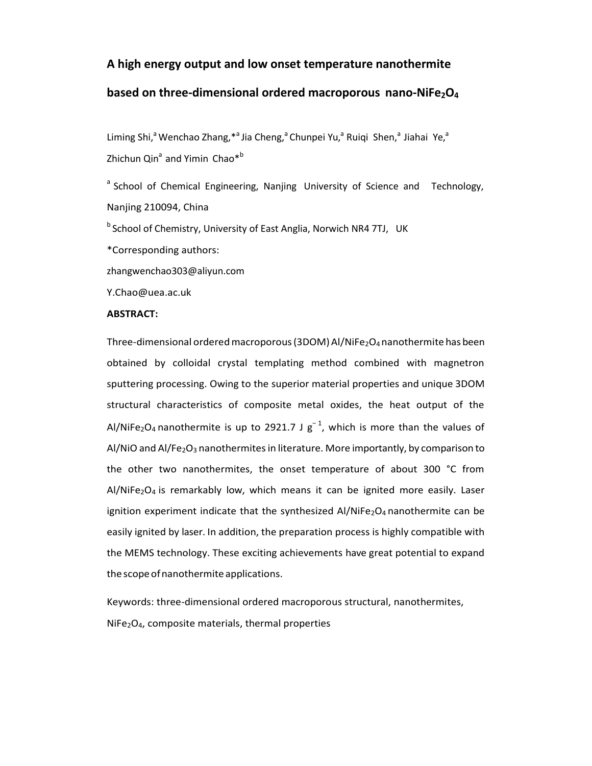# A high energy output and low onset temperature nanothermite based on three-dimensional ordered macroporous nano-$NiFe_2O_4$

Liming Shi,[a] Wenchao Zhang,*[a] Jia Cheng,[a] Chunpei Yu,[a] Ruiqi Shen,[a] Jiahai Ye,[a] Zhichun Qin[a] and Yimin Chao*[b]

[a] School of Chemical Engineering, Nanjing University of Science and Technology, Nanjing 210094, China

[b] School of Chemistry, University of East Anglia, Norwich NR4 7TJ, UK

*Corresponding authors:

zhangwenchao303@aliyun.com

Y.Chao@uea.ac.uk

**ABSTRACT:**

Three-dimensional ordered macroporous (3DOM) Al/$NiFe_2O_4$ nanothermite has been obtained by colloidal crystal templating method combined with magnetron sputtering processing. Owing to the superior material properties and unique 3DOM structural characteristics of composite metal oxides, the heat output of the Al/$NiFe_2O_4$ nanothermite is up to 2921.7 J $g^{-1}$, which is more than the values of Al/NiO and Al/$Fe_2O_3$ nanothermites in literature. More importantly, by comparison to the other two nanothermites, the onset temperature of about 300 °C from Al/$NiFe_2O_4$ is remarkably low, which means it can be ignited more easily. Laser ignition experiment indicate that the synthesized Al/$NiFe_2O_4$ nanothermite can be easily ignited by laser. In addition, the preparation process is highly compatible with the MEMS technology. These exciting achievements have great potential to expand the scope of nanothermite applications.

Keywords: three-dimensional ordered macroporous structural, nanothermites, $NiFe_2O_4$, composite materials, thermal properties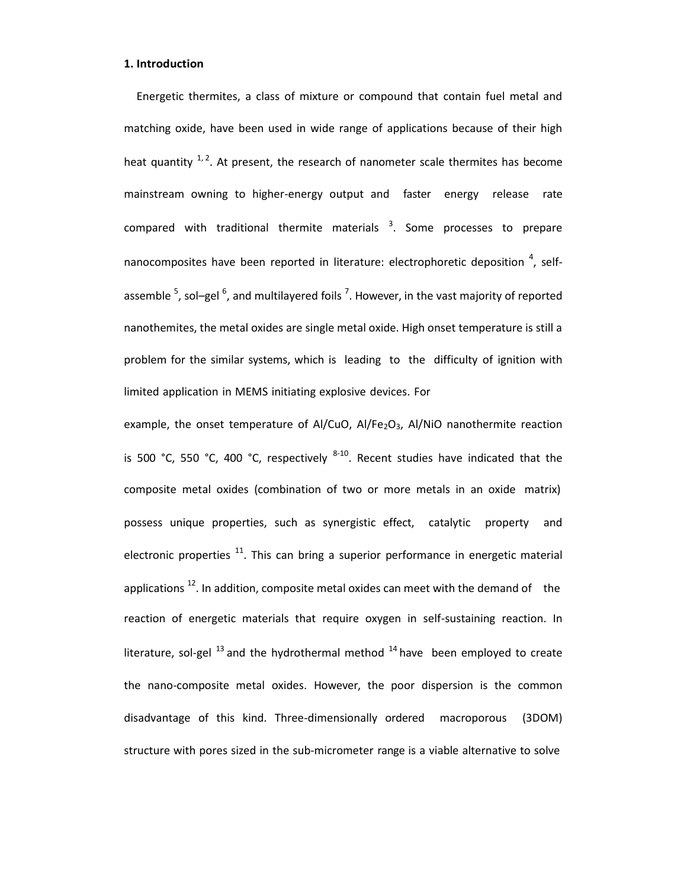## 1. Introduction

Energetic thermites, a class of mixture or compound that contain fuel metal and matching oxide, have been used in wide range of applications because of their high heat quantity [1, 2]. At present, the research of nanometer scale thermites has become mainstream owning to higher-energy output and faster energy release rate compared with traditional thermite materials [3]. Some processes to prepare nanocomposites have been reported in literature: electrophoretic deposition [4], self-assemble [5], sol–gel [6], and multilayered foils [7]. However, in the vast majority of reported nanothemites, the metal oxides are single metal oxide. High onset temperature is still a problem for the similar systems, which is leading to the difficulty of ignition with limited application in MEMS initiating explosive devices. For example, the onset temperature of Al/CuO, Al/$Fe_2O_3$, Al/NiO nanothermite reaction is 500 °C, 550 °C, 400 °C, respectively [8-10]. Recent studies have indicated that the composite metal oxides (combination of two or more metals in an oxide matrix) possess unique properties, such as synergistic effect, catalytic property and electronic properties [11]. This can bring a superior performance in energetic material applications [12]. In addition, composite metal oxides can meet with the demand of the reaction of energetic materials that require oxygen in self-sustaining reaction. In literature, sol-gel [13] and the hydrothermal method [14] have been employed to create the nano-composite metal oxides. However, the poor dispersion is the common disadvantage of this kind. Three-dimensionally ordered macroporous (3DOM) structure with pores sized in the sub-micrometer range is a viable alternative to solve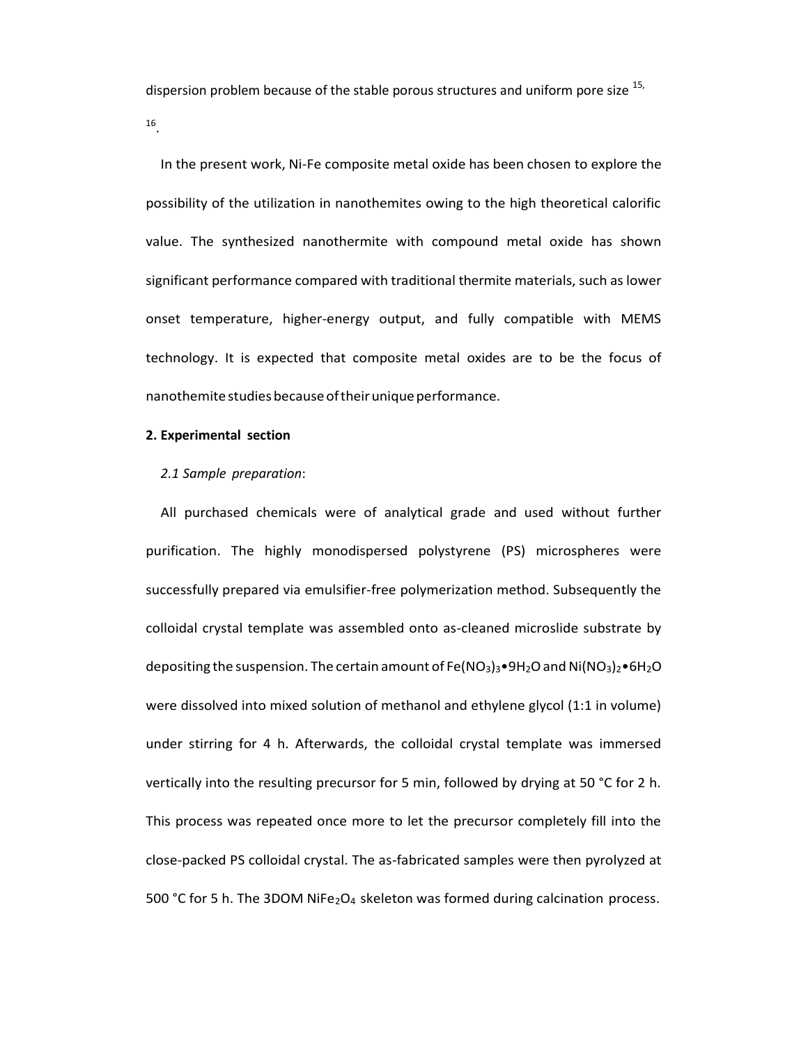dispersion problem because of the stable porous structures and uniform pore size [15, 16].

In the present work, Ni-Fe composite metal oxide has been chosen to explore the possibility of the utilization in nanothemites owing to the high theoretical calorific value. The synthesized nanothermite with compound metal oxide has shown significant performance compared with traditional thermite materials, such as lower onset temperature, higher-energy output, and fully compatible with MEMS technology. It is expected that composite metal oxides are to be the focus of nanothemite studies because of their unique performance.

## 2. Experimental section

### *2.1 Sample preparation*:

All purchased chemicals were of analytical grade and used without further purification. The highly monodispersed polystyrene (PS) microspheres were successfully prepared via emulsifier-free polymerization method. Subsequently the colloidal crystal template was assembled onto as-cleaned microslide substrate by depositing the suspension. The certain amount of $Fe(NO_3)_3 \bullet 9H_2O$ and $Ni(NO_3)_2 \bullet 6H_2O$ were dissolved into mixed solution of methanol and ethylene glycol (1:1 in volume) under stirring for 4 h. Afterwards, the colloidal crystal template was immersed vertically into the resulting precursor for 5 min, followed by drying at 50 °C for 2 h. This process was repeated once more to let the precursor completely fill into the close-packed PS colloidal crystal. The as-fabricated samples were then pyrolyzed at 500 °C for 5 h. The 3DOM $NiFe_2O_4$ skeleton was formed during calcination process.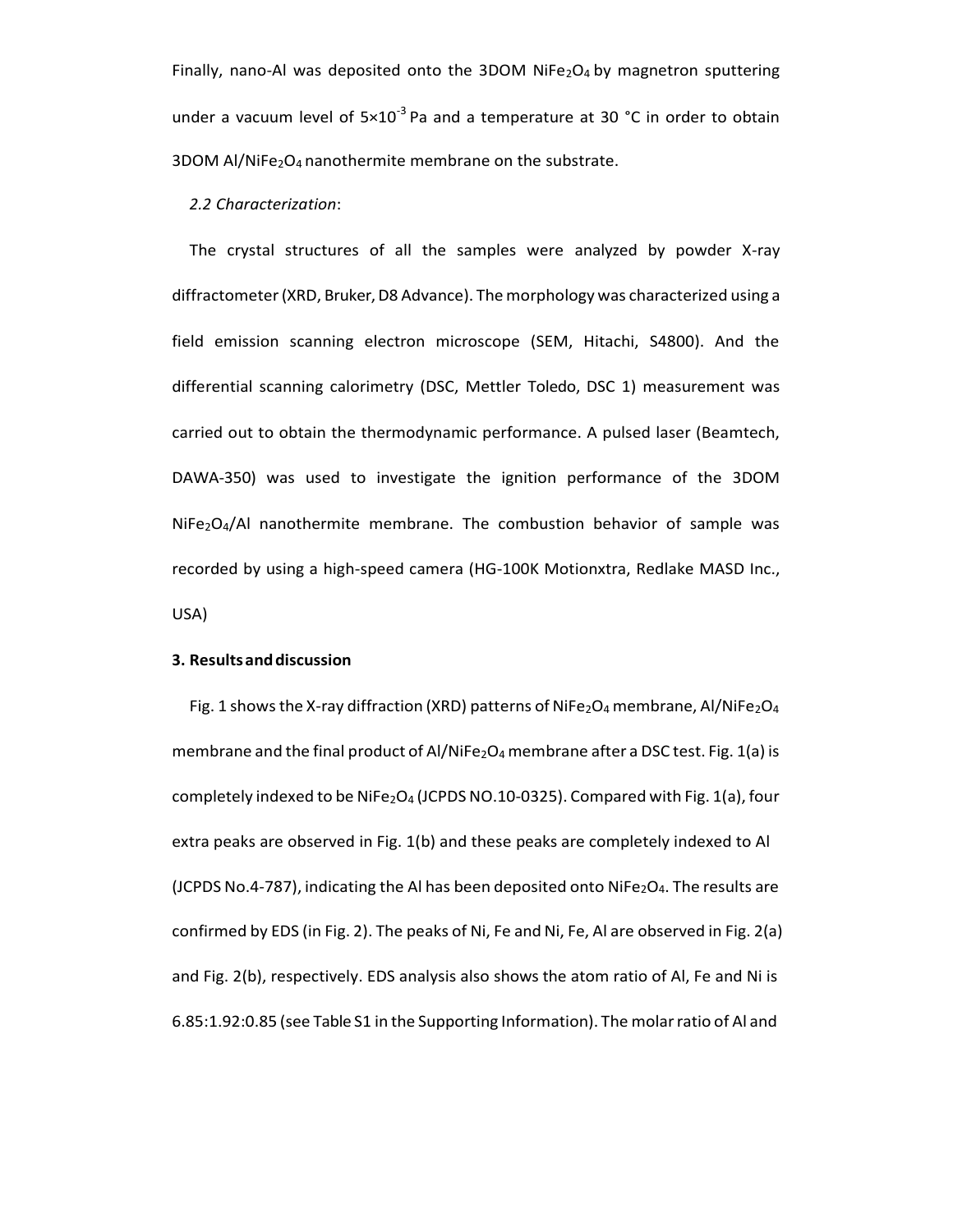Finally, nano-Al was deposited onto the 3DOM $NiFe_2O_4$ by magnetron sputtering under a vacuum level of $5\times10^{-3}$ Pa and a temperature at 30 °C in order to obtain 3DOM Al/$NiFe_2O_4$ nanothermite membrane on the substrate.

*2.2 Characterization*:

The crystal structures of all the samples were analyzed by powder X-ray diffractometer (XRD, Bruker, D8 Advance). The morphology was characterized using a field emission scanning electron microscope (SEM, Hitachi, S4800). And the differential scanning calorimetry (DSC, Mettler Toledo, DSC 1) measurement was carried out to obtain the thermodynamic performance. A pulsed laser (Beamtech, DAWA-350) was used to investigate the ignition performance of the 3DOM $NiFe_2O_4$/Al nanothermite membrane. The combustion behavior of sample was recorded by using a high-speed camera (HG-100K Motionxtra, Redlake MASD Inc., USA)

**3. Results and discussion**

Fig. 1 shows the X-ray diffraction (XRD) patterns of $NiFe_2O_4$ membrane, Al/$NiFe_2O_4$ membrane and the final product of Al/$NiFe_2O_4$ membrane after a DSC test. Fig. 1(a) is completely indexed to be $NiFe_2O_4$ (JCPDS NO.10-0325). Compared with Fig. 1(a), four extra peaks are observed in Fig. 1(b) and these peaks are completely indexed to Al (JCPDS No.4-787), indicating the Al has been deposited onto $NiFe_2O_4$. The results are confirmed by EDS (in Fig. 2). The peaks of Ni, Fe and Ni, Fe, Al are observed in Fig. 2(a) and Fig. 2(b), respectively. EDS analysis also shows the atom ratio of Al, Fe and Ni is 6.85:1.92:0.85 (see Table S1 in the Supporting Information). The molar ratio of Al and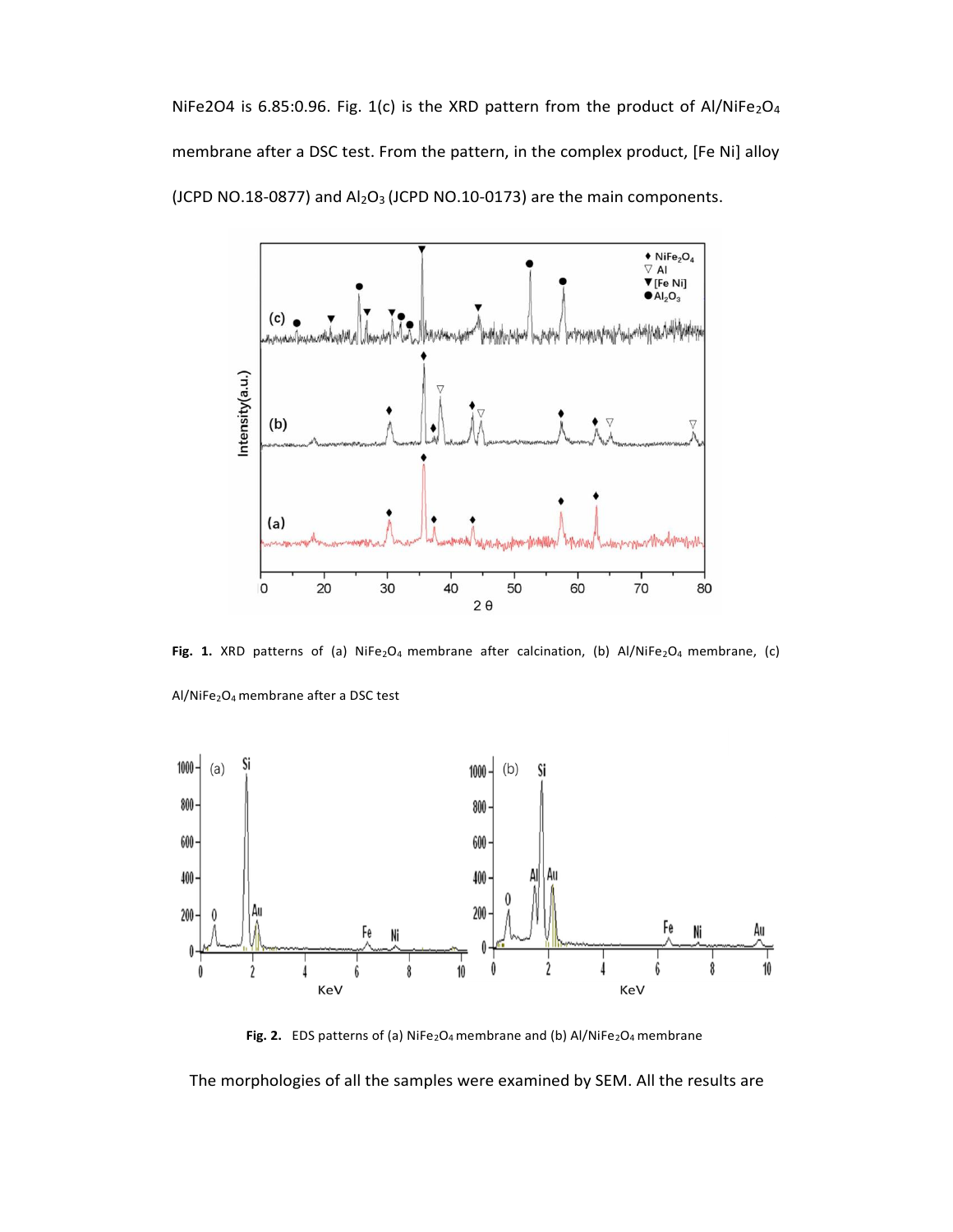NiFe2O4 is 6.85:0.96. Fig. 1(c) is the XRD pattern from the product of $Al/NiFe_2O_4$ membrane after a DSC test. From the pattern, in the complex product, [Fe Ni] alloy (JCPD NO.18-0877) and $Al_2O_3$ (JCPD NO.10-0173) are the main components.

**Fig. 1.** XRD patterns of (a) $NiFe_2O_4$ membrane after calcination, (b) $Al/NiFe_2O_4$ membrane, (c) $Al/NiFe_2O_4$ membrane after a DSC test

**Fig. 2.** EDS patterns of (a) $NiFe_2O_4$ membrane and (b) $Al/NiFe_2O_4$ membrane

The morphologies of all the samples were examined by SEM. All the results are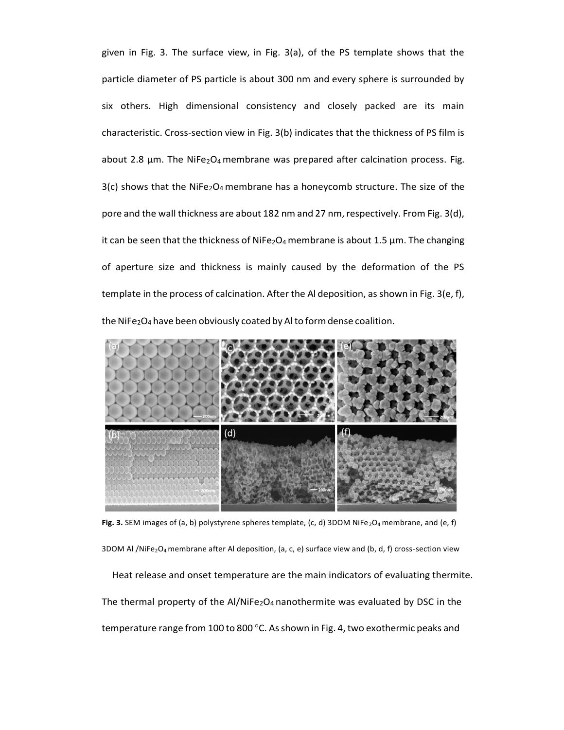given in Fig. 3. The surface view, in Fig. 3(a), of the PS template shows that the particle diameter of PS particle is about 300 nm and every sphere is surrounded by six others. High dimensional consistency and closely packed are its main characteristic. Cross-section view in Fig. 3(b) indicates that the thickness of PS film is about 2.8 μm. The $NiFe_2O_4$ membrane was prepared after calcination process. Fig. 3(c) shows that the $NiFe_2O_4$ membrane has a honeycomb structure. The size of the pore and the wall thickness are about 182 nm and 27 nm, respectively. From Fig. 3(d), it can be seen that the thickness of $NiFe_2O_4$ membrane is about 1.5 μm. The changing of aperture size and thickness is mainly caused by the deformation of the PS template in the process of calcination. After the Al deposition, as shown in Fig. 3(e, f), the $NiFe_2O_4$ have been obviously coated by Al to form dense coalition.

**Fig. 3.** SEM images of (a, b) polystyrene spheres template, (c, d) 3DOM $NiFe_2O_4$ membrane, and (e, f) 3DOM Al /$NiFe_2O_4$ membrane after Al deposition, (a, c, e) surface view and (b, d, f) cross-section view

Heat release and onset temperature are the main indicators of evaluating thermite. The thermal property of the Al/$NiFe_2O_4$ nanothermite was evaluated by DSC in the temperature range from 100 to 800 °C. As shown in Fig. 4, two exothermic peaks and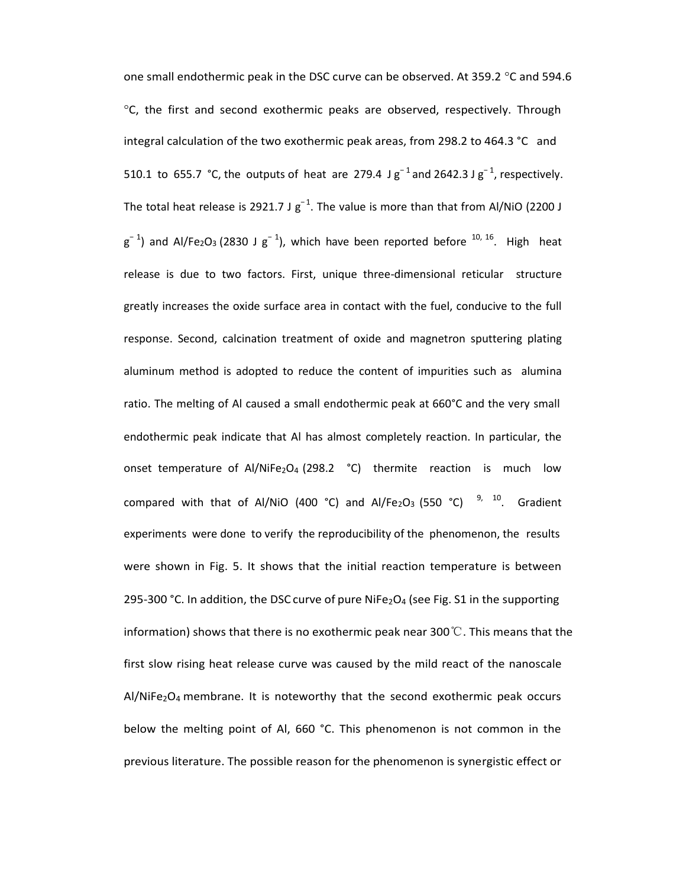one small endothermic peak in the DSC curve can be observed. At 359.2 °C and 594.6 °C, the first and second exothermic peaks are observed, respectively. Through integral calculation of the two exothermic peak areas, from 298.2 to 464.3 °C and 510.1 to 655.7 °C, the outputs of heat are 279.4 J $g^{-1}$ and 2642.3 J $g^{-1}$, respectively. The total heat release is 2921.7 J $g^{-1}$. The value is more than that from Al/NiO (2200 J $g^{-1}$) and Al/$Fe_2O_3$ (2830 J $g^{-1}$), which have been reported before [10, 16]. High heat release is due to two factors. First, unique three-dimensional reticular structure greatly increases the oxide surface area in contact with the fuel, conducive to the full response. Second, calcination treatment of oxide and magnetron sputtering plating aluminum method is adopted to reduce the content of impurities such as alumina ratio. The melting of Al caused a small endothermic peak at 660°C and the very small endothermic peak indicate that Al has almost completely reaction. In particular, the onset temperature of Al/$NiFe_2O_4$ (298.2 °C) thermite reaction is much low compared with that of Al/NiO (400 °C) and Al/$Fe_2O_3$ (550 °C) [9, 10]. Gradient experiments were done to verify the reproducibility of the phenomenon, the results were shown in Fig. 5. It shows that the initial reaction temperature is between 295-300 °C. In addition, the DSC curve of pure $NiFe_2O_4$ (see Fig. S1 in the supporting information) shows that there is no exothermic peak near 300℃. This means that the first slow rising heat release curve was caused by the mild react of the nanoscale Al/$NiFe_2O_4$ membrane. It is noteworthy that the second exothermic peak occurs below the melting point of Al, 660 °C. This phenomenon is not common in the previous literature. The possible reason for the phenomenon is synergistic effect or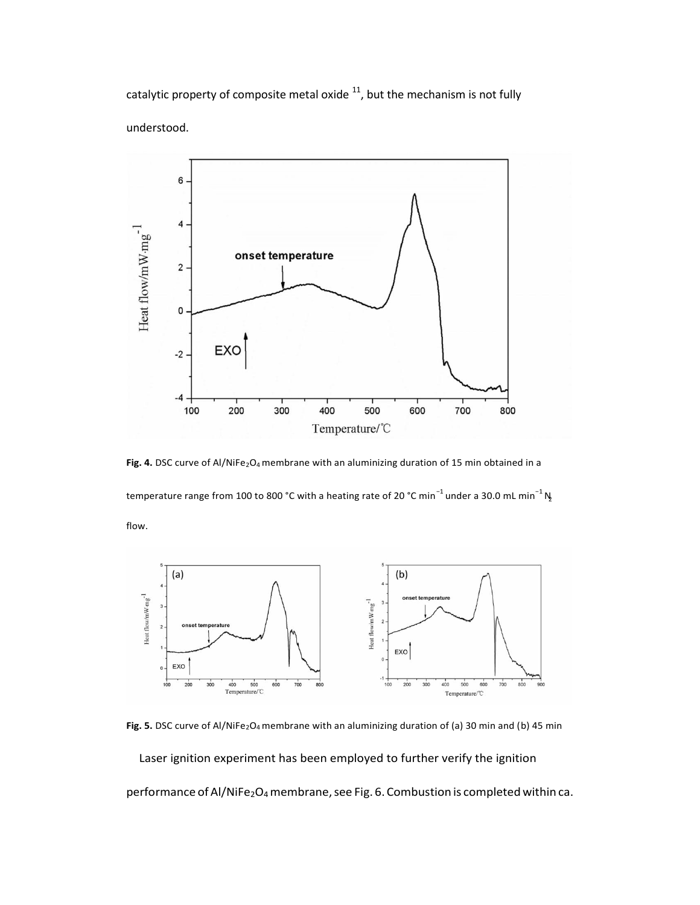catalytic property of composite metal oxide [11], but the mechanism is not fully understood.

**Fig. 4.** DSC curve of $Al/NiFe_2O_4$ membrane with an aluminizing duration of 15 min obtained in a temperature range from 100 to 800 °C with a heating rate of 20 °C $min^{-1}$ under a 30.0 mL $min^{-1}$ $N_2$ flow.

**Fig. 5.** DSC curve of $Al/NiFe_2O_4$ membrane with an aluminizing duration of (a) 30 min and (b) 45 min

Laser ignition experiment has been employed to further verify the ignition performance of $Al/NiFe_2O_4$ membrane, see Fig. 6. Combustion is completed within ca.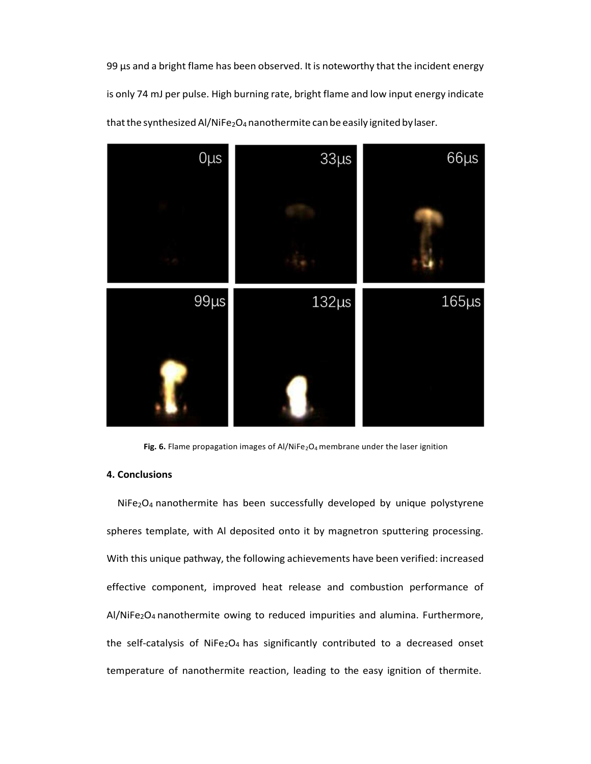99 μs and a bright flame has been observed. It is noteworthy that the incident energy is only 74 mJ per pulse. High burning rate, bright flame and low input energy indicate that the synthesized Al/$NiFe_2O_4$ nanothermite can be easily ignited by laser.

**Fig. 6.** Flame propagation images of Al/$NiFe_2O_4$ membrane under the laser ignition

## 4. Conclusions

$NiFe_2O_4$ nanothermite has been successfully developed by unique polystyrene spheres template, with Al deposited onto it by magnetron sputtering processing. With this unique pathway, the following achievements have been verified: increased effective component, improved heat release and combustion performance of Al/$NiFe_2O_4$ nanothermite owing to reduced impurities and alumina. Furthermore, the self-catalysis of $NiFe_2O_4$ has significantly contributed to a decreased onset temperature of nanothermite reaction, leading to the easy ignition of thermite.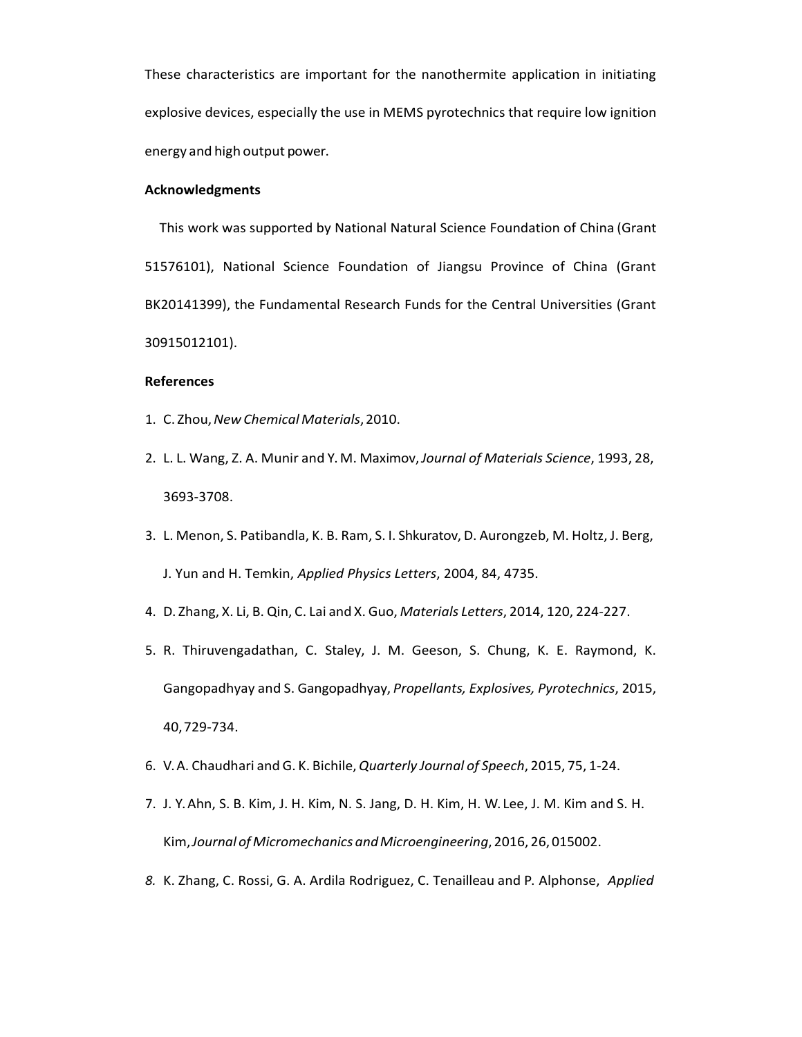These characteristics are important for the nanothermite application in initiating explosive devices, especially the use in MEMS pyrotechnics that require low ignition energy and high output power.

**Acknowledgments**

This work was supported by National Natural Science Foundation of China (Grant 51576101), National Science Foundation of Jiangsu Province of China (Grant BK20141399), the Fundamental Research Funds for the Central Universities (Grant 30915012101).

**References**

1. C. Zhou, *New Chemical Materials*, 2010.
2. L. L. Wang, Z. A. Munir and Y. M. Maximov, *Journal of Materials Science*, 1993, 28, 3693-3708.
3. L. Menon, S. Patibandla, K. B. Ram, S. I. Shkuratov, D. Aurongzeb, M. Holtz, J. Berg, J. Yun and H. Temkin, *Applied Physics Letters*, 2004, 84, 4735.
4. D. Zhang, X. Li, B. Qin, C. Lai and X. Guo, *Materials Letters*, 2014, 120, 224-227.
5. R. Thiruvengadathan, C. Staley, J. M. Geeson, S. Chung, K. E. Raymond, K. Gangopadhyay and S. Gangopadhyay, *Propellants, Explosives, Pyrotechnics*, 2015, 40, 729-734.
6. V. A. Chaudhari and G. K. Bichile, *Quarterly Journal of Speech*, 2015, 75, 1-24.
7. J. Y. Ahn, S. B. Kim, J. H. Kim, N. S. Jang, D. H. Kim, H. W. Lee, J. M. Kim and S. H. Kim, *Journal of Micromechanics and Microengineering*, 2016, 26, 015002.
8. K. Zhang, C. Rossi, G. A. Ardila Rodriguez, C. Tenailleau and P. Alphonse, *Applied*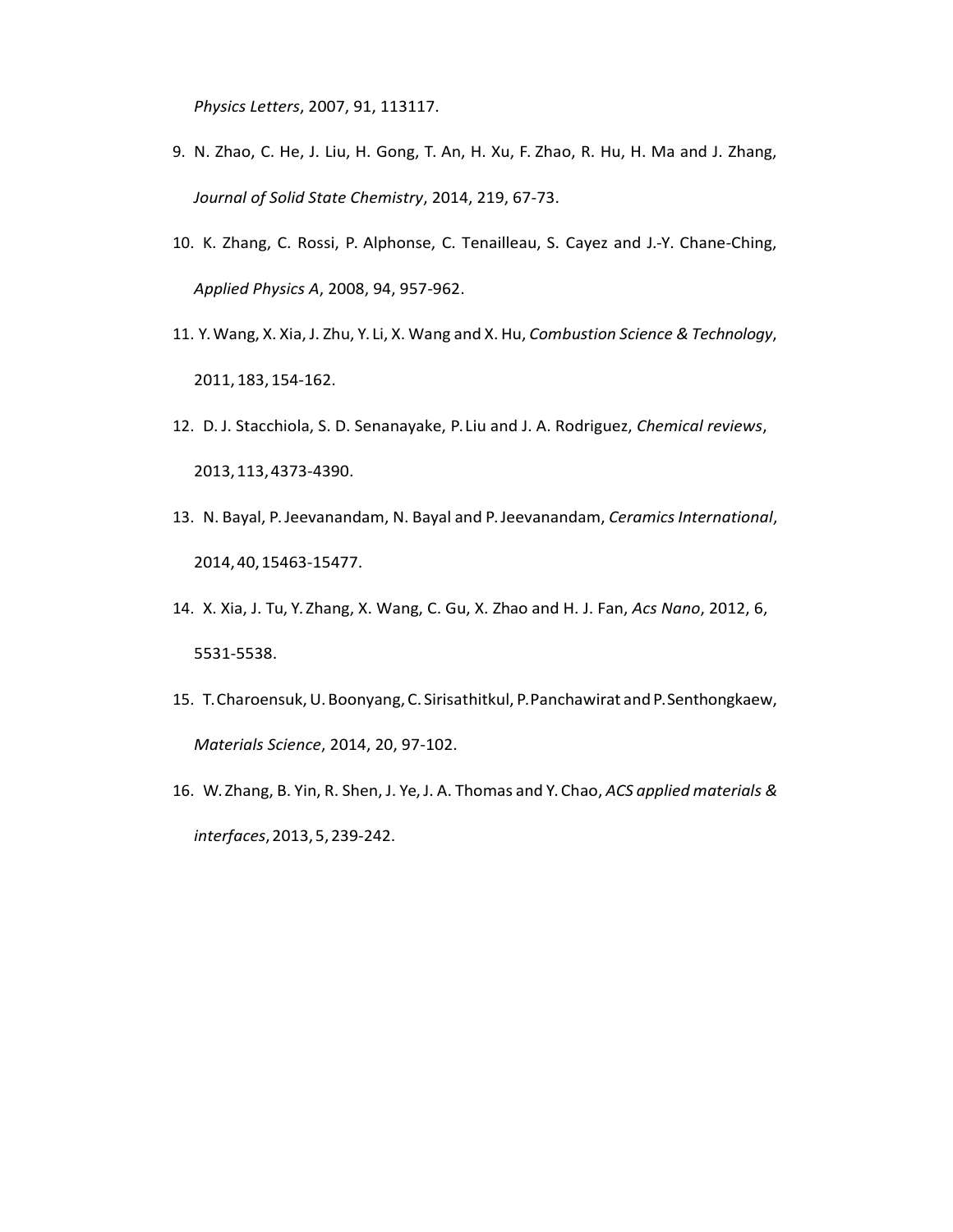*Physics Letters*, 2007, 91, 113117.

9. N. Zhao, C. He, J. Liu, H. Gong, T. An, H. Xu, F. Zhao, R. Hu, H. Ma and J. Zhang, *Journal of Solid State Chemistry*, 2014, 219, 67-73.
10. K. Zhang, C. Rossi, P. Alphonse, C. Tenailleau, S. Cayez and J.-Y. Chane-Ching, *Applied Physics A*, 2008, 94, 957-962.
11. Y. Wang, X. Xia, J. Zhu, Y. Li, X. Wang and X. Hu, *Combustion Science & Technology*, 2011, 183, 154-162.
12. D. J. Stacchiola, S. D. Senanayake, P. Liu and J. A. Rodriguez, *Chemical reviews*, 2013, 113, 4373-4390.
13. N. Bayal, P. Jeevanandam, N. Bayal and P. Jeevanandam, *Ceramics International*, 2014, 40, 15463-15477.
14. X. Xia, J. Tu, Y. Zhang, X. Wang, C. Gu, X. Zhao and H. J. Fan, *Acs Nano*, 2012, 6, 5531-5538.
15. T. Charoensuk, U. Boonyang, C. Sirisathitkul, P. Panchawirat and P. Senthongkaew, *Materials Science*, 2014, 20, 97-102.
16. W. Zhang, B. Yin, R. Shen, J. Ye, J. A. Thomas and Y. Chao, *ACS applied materials & interfaces*, 2013, 5, 239-242.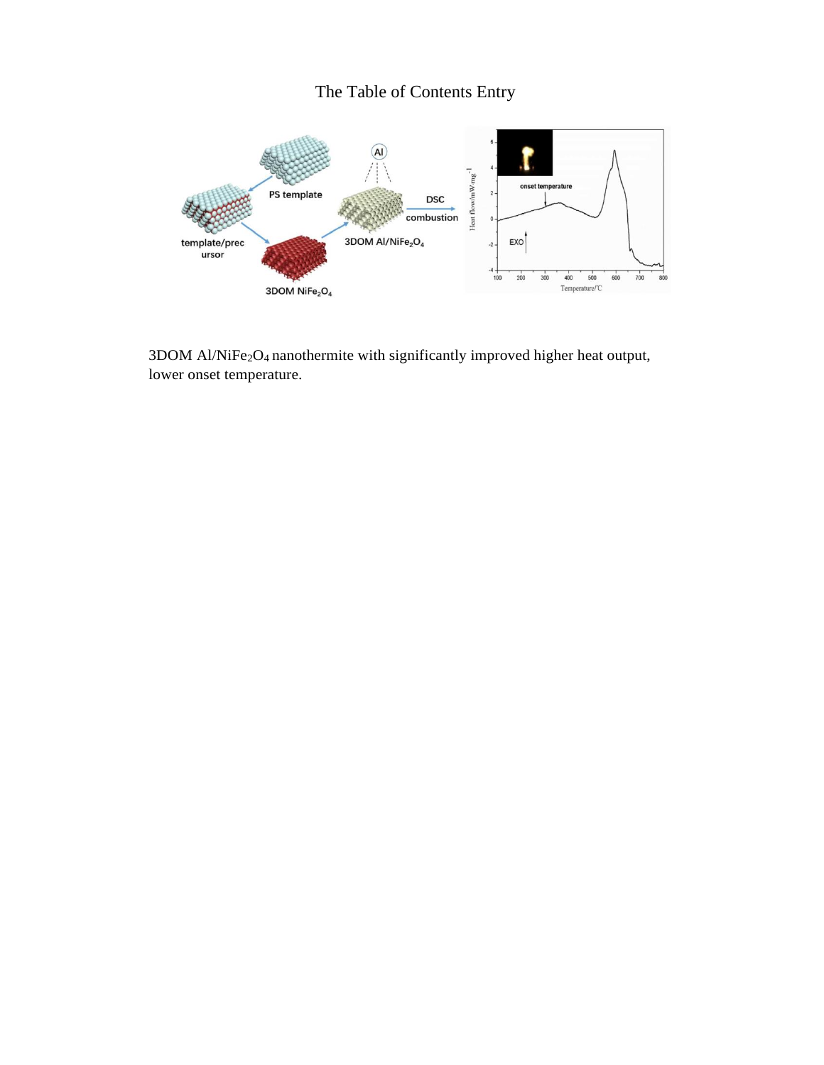# The Table of Contents Entry

PS template

template/precursor

3DOM $NiFe_2O_4$

Al

3DOM $Al/NiFe_2O_4$

DSC

combustion

Heat flow/mW·mg$^{-1}$

onset temperature

EXO

Temperature/°C

6

4

2

0

-2

-4

100 200 300 400 500 600 700 800

3DOM $Al/NiFe_2O_4$ nanothermite with significantly improved higher heat output, lower onset temperature.